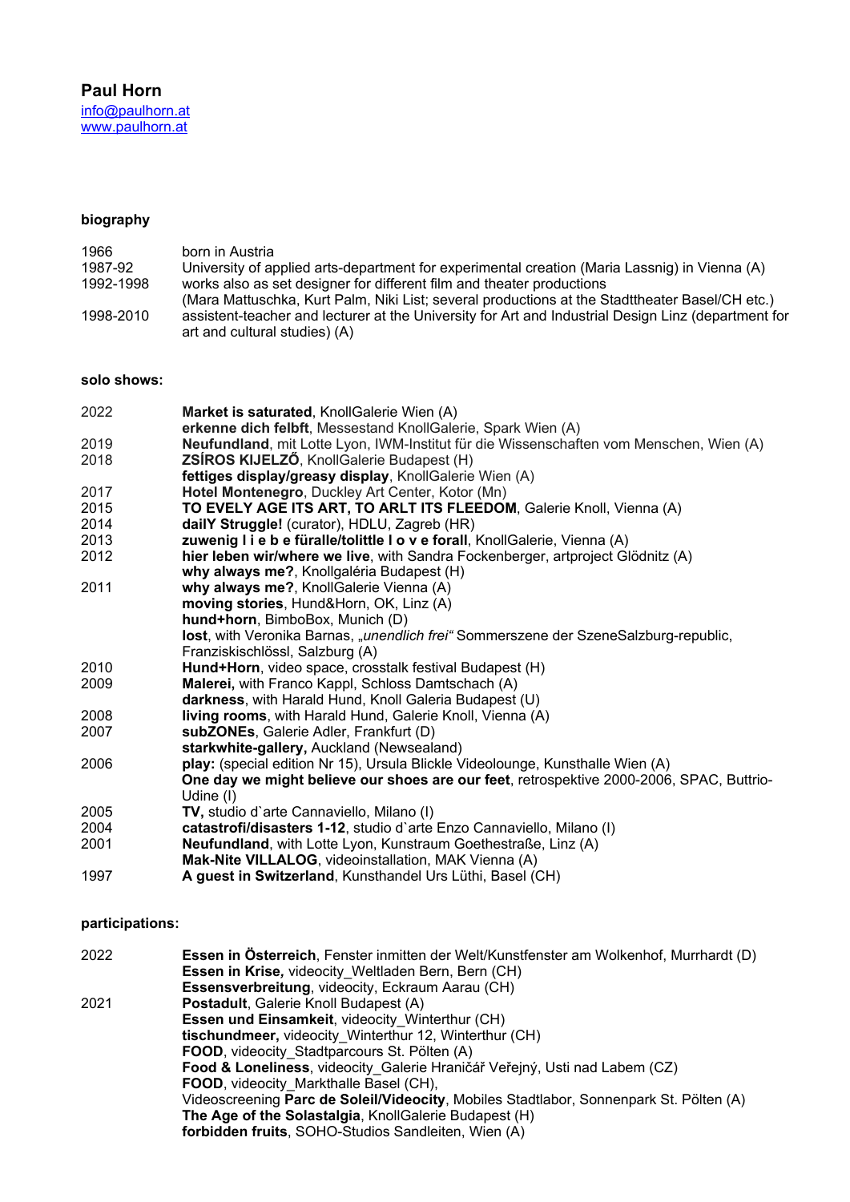# Paul Horn

info@paulhorn.at
www.paulhorn.at

## biography

| | |
|---|---|
| 1966 | born in Austria |
| 1987-92 | University of applied arts-department for experimental creation (Maria Lassnig) in Vienna (A) |
| 1992-1998 | works also as set designer for different film and theater productions (Mara Mattuschka, Kurt Palm, Niki List; several productions at the Stadttheater Basel/CH etc.) |
| 1998-2010 | assistent-teacher and lecturer at the University for Art and Industrial Design Linz (department for art and cultural studies) (A) |

## solo shows:

| | |
|---|---|
| 2022 | **Market is saturated**, KnollGalerie Wien (A) |
| | **erkenne dich felbft**, Messestand KnollGalerie, Spark Wien (A) |
| 2019 | **Neufundland**, mit Lotte Lyon, IWM-Institut für die Wissenschaften vom Menschen, Wien (A) |
| 2018 | **ZSÍROS KIJELZŐ**, KnollGalerie Budapest (H) |
| | **fettiges display/greasy display**, KnollGalerie Wien (A) |
| 2017 | **Hotel Montenegro**, Duckley Art Center, Kotor (Mn) |
| 2015 | **TO EVELY AGE ITS ART, TO ARLT ITS FLEEDOM**, Galerie Knoll, Vienna (A) |
| 2014 | **dailY Struggle!** (curator), HDLU, Zagreb (HR) |
| 2013 | **zuwenig l i e b e füralle/tolittle l o v e forall**, KnollGalerie, Vienna (A) |
| 2012 | **hier leben wir/where we live**, with Sandra Fockenberger, artproject Glödnitz (A) |
| | **why always me?**, Knollgaléria Budapest (H) |
| 2011 | **why always me?**, KnollGalerie Vienna (A) |
| | **moving stories**, Hund&Horn, OK, Linz (A) |
| | **hund+horn**, BimboBox, Munich (D) |
| | **lost**, with Veronika Barnas, *„unendlich frei"* Sommerszene der SzeneSalzburg-republic, Franziskischlössl, Salzburg (A) |
| 2010 | **Hund+Horn**, video space, crosstalk festival Budapest (H) |
| 2009 | **Malerei,** with Franco Kappl, Schloss Damtschach (A) |
| | **darkness**, with Harald Hund, Knoll Galeria Budapest (U) |
| 2008 | **living rooms**, with Harald Hund, Galerie Knoll, Vienna (A) |
| 2007 | **subZONEs**, Galerie Adler, Frankfurt (D) |
| | **starkwhite-gallery,** Auckland (Newsealand) |
| 2006 | **play:** (special edition Nr 15), Ursula Blickle Videolounge, Kunsthalle Wien (A) |
| | **One day we might believe our shoes are our feet**, retrospektive 2000-2006, SPAC, Buttrio-Udine (I) |
| 2005 | **TV,** studio d`arte Cannaviello, Milano (I) |
| 2004 | **catastrofi/disasters 1-12**, studio d`arte Enzo Cannaviello, Milano (I) |
| 2001 | **Neufundland**, with Lotte Lyon, Kunstraum Goethestraße, Linz (A) |
| | **Mak-Nite VILLALOG**, videoinstallation, MAK Vienna (A) |
| 1997 | **A guest in Switzerland**, Kunsthandel Urs Lüthi, Basel (CH) |

## participations:

| | |
|---|---|
| 2022 | **Essen in Österreich**, Fenster inmitten der Welt/Kunstfenster am Wolkenhof, Murrhardt (D) |
| | **Essen in Krise,** videocity_Weltladen Bern, Bern (CH) |
| | **Essensverbreitung**, videocity, Eckraum Aarau (CH) |
| 2021 | **Postadult**, Galerie Knoll Budapest (A) |
| | **Essen und Einsamkeit**, videocity_Winterthur (CH) |
| | **tischundmeer,** videocity_Winterthur 12, Winterthur (CH) |
| | **FOOD**, videocity_Stadtparcours St. Pölten (A) |
| | **Food & Loneliness**, videocity_Galerie Hraničář Veřejný, Usti nad Labem (CZ) |
| | **FOOD**, videocity_Markthalle Basel (CH), |
| | Videoscreening **Parc de Soleil/Videocity**, Mobiles Stadtlabor, Sonnenpark St. Pölten (A) |
| | **The Age of the Solastalgia**, KnollGalerie Budapest (H) |
| | **forbidden fruits**, SOHO-Studios Sandleiten, Wien (A) |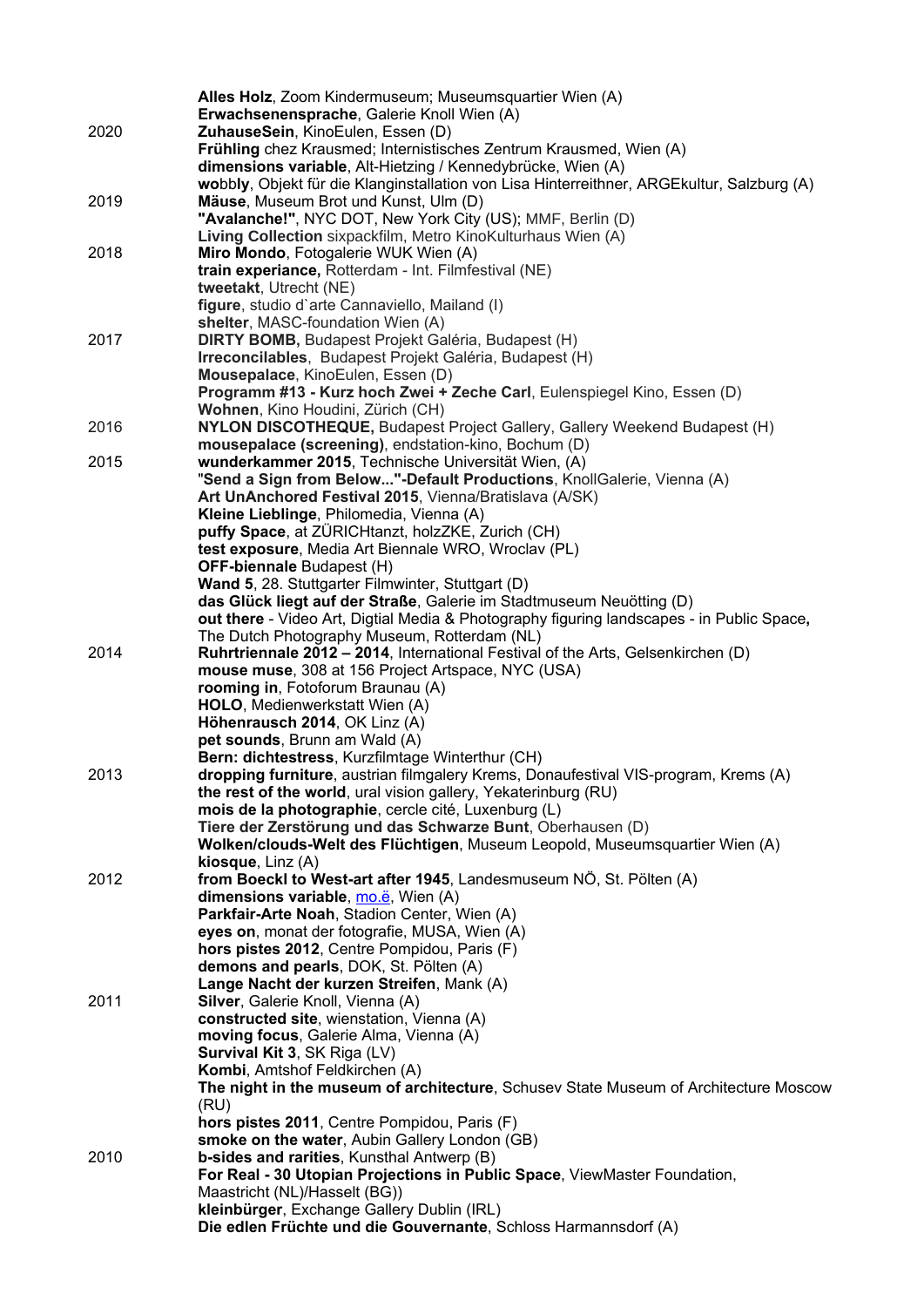| | |
|---|---|
| | **Alles Holz**, Zoom Kindermuseum; Museumsquartier Wien (A) |
| | **Erwachsenensprache**, Galerie Knoll Wien (A) |
| 2020 | **ZuhauseSein**, KinoEulen, Essen (D) |
| | **Frühling** chez Krausmed; Internistisches Zentrum Krausmed, Wien (A) |
| | **dimensions variable**, Alt-Hietzing / Kennedybrücke, Wien (A) |
| | **wo**bb**ly**, Objekt für die Klanginstallation von Lisa Hinterreithner, ARGEkultur, Salzburg (A) |
| 2019 | **Mäuse**, Museum Brot und Kunst, Ulm (D) |
| | **"Avalanche!"**, NYC DOT, New York City (US); MMF, Berlin (D) |
| | **Living Collection** sixpackfilm, Metro KinoKulturhaus Wien (A) |
| 2018 | **Miro Mondo**, Fotogalerie WUK Wien (A) |
| | **train experiance,** Rotterdam - Int. Filmfestival (NE) |
| | **tweetakt**, Utrecht (NE) |
| | **figure**, studio d`arte Cannaviello, Mailand (I) |
| | **shelter**, MASC-foundation Wien (A) |
| 2017 | **DIRTY BOMB,** Budapest Projekt Galéria, Budapest (H) |
| | **Irreconcilables**, Budapest Projekt Galéria, Budapest (H) |
| | **Mousepalace**, KinoEulen, Essen (D) |
| | **Programm #13 - Kurz hoch Zwei + Zeche Carl**, Eulenspiegel Kino, Essen (D) |
| | **Wohnen**, Kino Houdini, Zürich (CH) |
| 2016 | **NYLON DISCOTHEQUE,** Budapest Project Gallery, Gallery Weekend Budapest (H) |
| | **mousepalace (screening)**, endstation-kino, Bochum (D) |
| 2015 | **wunderkammer 2015**, Technische Universität Wien, (A) |
| | "**Send a Sign from Below..."-Default Productions**, KnollGalerie, Vienna (A) |
| | **Art UnAnchored Festival 2015**, Vienna/Bratislava (A/SK) |
| | **Kleine Lieblinge**, Philomedia, Vienna (A) |
| | **puffy Space**, at ZÜRICHtanzt, holzZKE, Zurich (CH) |
| | **test exposure**, Media Art Biennale WRO, Wroclav (PL) |
| | **OFF-biennale** Budapest (H) |
| | **Wand 5**, 28. Stuttgarter Filmwinter, Stuttgart (D) |
| | **das Glück liegt auf der Straße**, Galerie im Stadtmuseum Neuötting (D) |
| | **out there** - Video Art, Digtial Media & Photography figuring landscapes - in Public Space**,** The Dutch Photography Museum, Rotterdam (NL) |
| 2014 | **Ruhrtriennale 2012 – 2014**, International Festival of the Arts, Gelsenkirchen (D) |
| | **mouse muse**, 308 at 156 Project Artspace, NYC (USA) |
| | **rooming in**, Fotoforum Braunau (A) |
| | **HOLO**, Medienwerkstatt Wien (A) |
| | **Höhenrausch 2014**, OK Linz (A) |
| | **pet sounds**, Brunn am Wald (A) |
| | **Bern: dichtestress**, Kurzfilmtage Winterthur (CH) |
| 2013 | **dropping furniture**, austrian filmgalery Krems, Donaufestival VIS-program, Krems (A) |
| | **the rest of the world**, ural vision gallery, Yekaterinburg (RU) |
| | **mois de la photographie**, cercle cité, Luxenburg (L) |
| | **Tiere der Zerstörung und das Schwarze Bunt**, Oberhausen (D) |
| | **Wolken/clouds-Welt des Flüchtigen**, Museum Leopold, Museumsquartier Wien (A) |
| | **kiosque**, Linz (A) |
| 2012 | **from Boeckl to West-art after 1945**, Landesmuseum NÖ, St. Pölten (A) |
| | **dimensions variable**, mo.ë, Wien (A) |
| | **Parkfair-Arte Noah**, Stadion Center, Wien (A) |
| | **eyes on**, monat der fotografie, MUSA, Wien (A) |
| | **hors pistes 2012**, Centre Pompidou, Paris (F) |
| | **demons and pearls**, DOK, St. Pölten (A) |
| | **Lange Nacht der kurzen Streifen**, Mank (A) |
| 2011 | **Silver**, Galerie Knoll, Vienna (A) |
| | **constructed site**, wienstation, Vienna (A) |
| | **moving focus**, Galerie Alma, Vienna (A) |
| | **Survival Kit 3**, SK Riga (LV) |
| | **Kombi**, Amtshof Feldkirchen (A) |
| | **The night in the museum of architecture**, Schusev State Museum of Architecture Moscow (RU) |
| | **hors pistes 2011**, Centre Pompidou, Paris (F) |
| | **smoke on the water**, Aubin Gallery London (GB) |
| 2010 | **b-sides and rarities**, Kunsthal Antwerp (B) |
| | **For Real - 30 Utopian Projections in Public Space**, ViewMaster Foundation, Maastricht (NL)/Hasselt (BG)) |
| | **kleinbürger**, Exchange Gallery Dublin (IRL) |
| | **Die edlen Früchte und die Gouvernante**, Schloss Harmannsdorf (A) |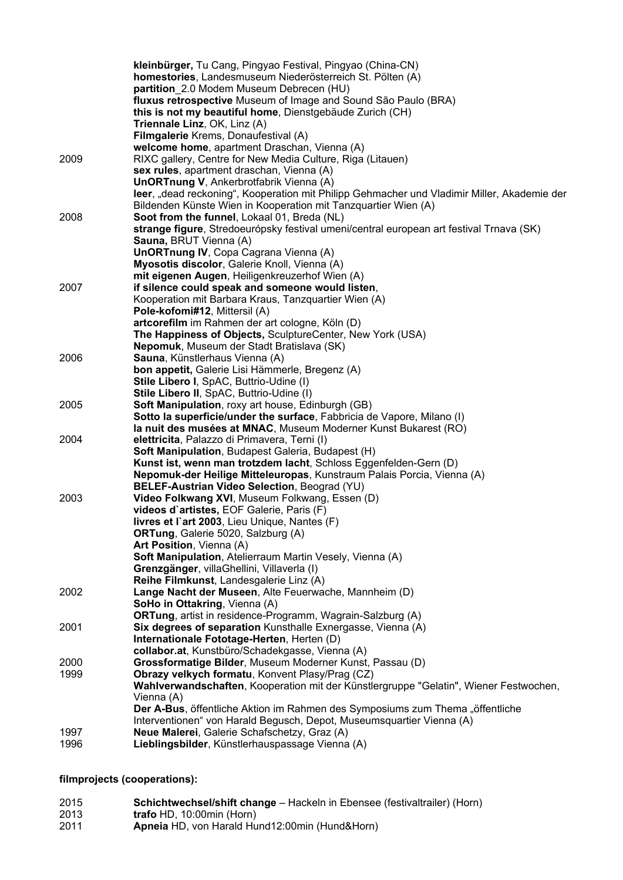| | |
|---|---|
| | **kleinbürger,** Tu Cang, Pingyao Festival, Pingyao (China-CN) |
| | **homestories**, Landesmuseum Niederösterreich St. Pölten (A) |
| | **partition**_2.0 Modem Museum Debrecen (HU) |
| | **fluxus retrospective** Museum of Image and Sound São Paulo (BRA) |
| | **this is not my beautiful home**, Dienstgebäude Zurich (CH) |
| | **Triennale Linz**, OK, Linz (A) |
| | **Filmgalerie** Krems, Donaufestival (A) |
| | **welcome home**, apartment Draschan, Vienna (A) |
| 2009 | RIXC gallery, Centre for New Media Culture, Riga (Litauen) |
| | **sex rules**, apartment draschan, Vienna (A) |
| | **UnORTnung V**, Ankerbrotfabrik Vienna (A) |
| | **leer**, „dead reckoning", Kooperation mit Philipp Gehmacher und Vladimir Miller, Akademie der Bildenden Künste Wien in Kooperation mit Tanzquartier Wien (A) |
| 2008 | **Soot from the funnel**, Lokaal 01, Breda (NL) |
| | **strange figure**, Stredoeurópsky festival umeni/central european art festival Trnava (SK) |
| | **Sauna,** BRUT Vienna (A) |
| | **UnORTnung IV**, Copa Cagrana Vienna (A) |
| | **Myosotis discolor**, Galerie Knoll, Vienna (A) |
| | **mit eigenen Augen**, Heiligenkreuzerhof Wien (A) |
| 2007 | **if silence could speak and someone would listen**, Kooperation mit Barbara Kraus, Tanzquartier Wien (A) |
| | **Pole-kofomi#12**, Mittersil (A) |
| | **artcorefilm** im Rahmen der art cologne, Köln (D) |
| | **The Happiness of Objects,** SculptureCenter, New York (USA) |
| | **Nepomuk**, Museum der Stadt Bratislava (SK) |
| 2006 | **Sauna**, Künstlerhaus Vienna (A) |
| | **bon appetit,** Galerie Lisi Hämmerle, Bregenz (A) |
| | **Stile Libero I**, SpAC, Buttrio-Udine (I) |
| | **Stile Libero II**, SpAC, Buttrio-Udine (I) |
| 2005 | **Soft Manipulation**, roxy art house, Edinburgh (GB) |
| | **Sotto la superficie/under the surface**, Fabbricia de Vapore, Milano (I) |
| | **la nuit des musées at MNAC**, Museum Moderner Kunst Bukarest (RO) |
| 2004 | **elettricita**, Palazzo di Primavera, Terni (I) |
| | **Soft Manipulation**, Budapest Galeria, Budapest (H) |
| | **Kunst ist, wenn man trotzdem lacht**, Schloss Eggenfelden-Gern (D) |
| | **Nepomuk-der Heilige Mitteleuropas**, Kunstraum Palais Porcia, Vienna (A) |
| | **BELEF-Austrian Video Selection**, Beograd (YU) |
| 2003 | **Video Folkwang XVI**, Museum Folkwang, Essen (D) |
| | **videos d`artistes,** EOF Galerie, Paris (F) |
| | **livres et l`art 2003**, Lieu Unique, Nantes (F) |
| | **ORTung**, Galerie 5020, Salzburg (A) |
| | **Art Position**, Vienna (A) |
| | **Soft Manipulation**, Atelierraum Martin Vesely, Vienna (A) |
| | **Grenzgänger**, villaGhellini, Villaverla (I) |
| | **Reihe Filmkunst**, Landesgalerie Linz (A) |
| 2002 | **Lange Nacht der Museen**, Alte Feuerwache, Mannheim (D) |
| | **SoHo in Ottakring**, Vienna (A) |
| | **ORTung**, artist in residence-Programm, Wagrain-Salzburg (A) |
| 2001 | **Six degrees of separation** Kunsthalle Exnergasse, Vienna (A) |
| | **Internationale Fototage-Herten**, Herten (D) |
| | **collabor.at**, Kunstbüro/Schadekgasse, Vienna (A) |
| 2000 | **Grossformatige Bilder**, Museum Moderner Kunst, Passau (D) |
| 1999 | **Obrazy velkych formatu**, Konvent Plasy/Prag (CZ) |
| | **Wahlverwandschaften**, Kooperation mit der Künstlergruppe "Gelatin", Wiener Festwochen, Vienna (A) |
| | **Der A-Bus**, öffentliche Aktion im Rahmen des Symposiums zum Thema „öffentliche Interventionen" von Harald Begusch, Depot, Museumsquartier Vienna (A) |
| 1997 | **Neue Malerei**, Galerie Schafschetzy, Graz (A) |
| 1996 | **Lieblingsbilder**, Künstlerhauspassage Vienna (A) |

**filmprojects (cooperations):**

| | |
|---|---|
| 2015 | **Schichtwechsel/shift change** – Hackeln in Ebensee (festivaltrailer) (Horn) |
| 2013 | **trafo** HD, 10:00min (Horn) |
| 2011 | **Apneia** HD, von Harald Hund12:00min (Hund&Horn) |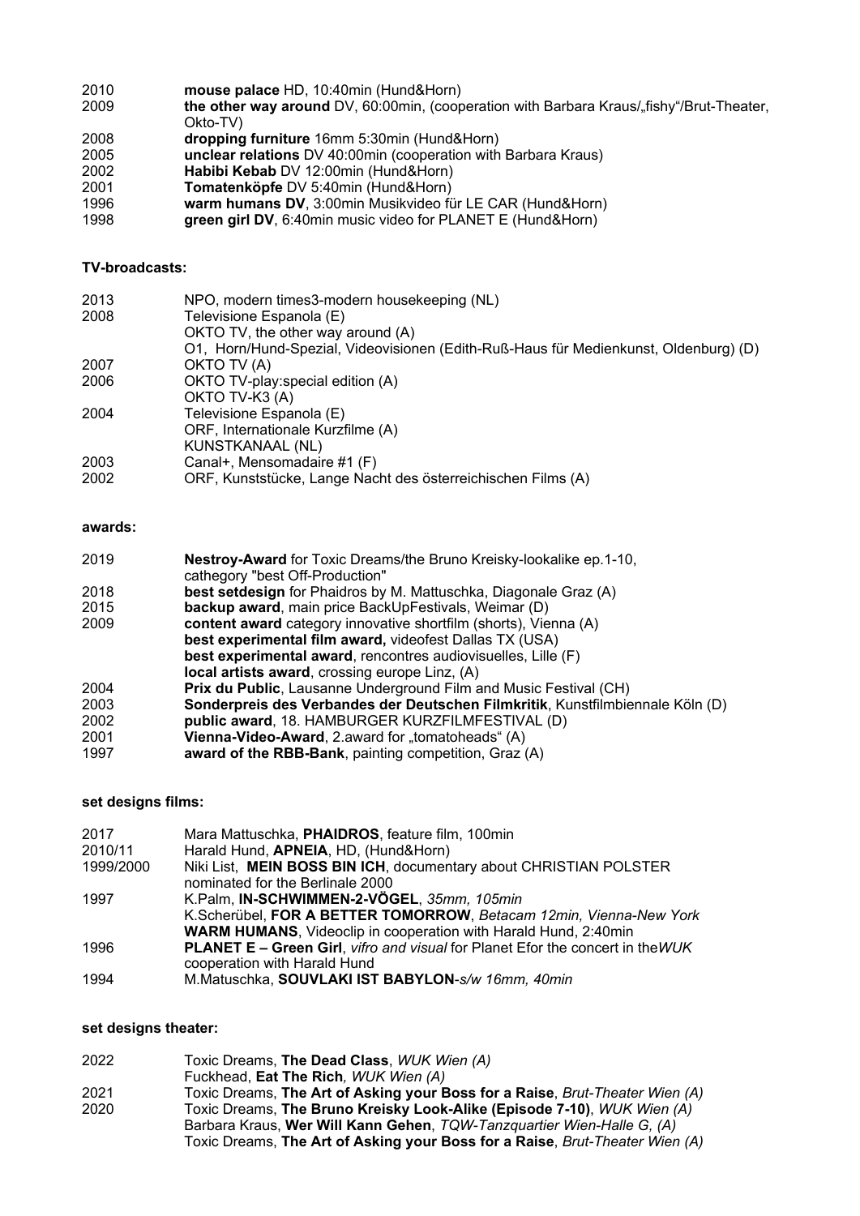| | |
|---|---|
| 2010 | **mouse palace** HD, 10:40min (Hund&Horn) |
| 2009 | **the other way around** DV, 60:00min, (cooperation with Barbara Kraus/„fishy“/Brut-Theater, Okto-TV) |
| 2008 | **dropping furniture** 16mm 5:30min (Hund&Horn) |
| 2005 | **unclear relations** DV 40:00min (cooperation with Barbara Kraus) |
| 2002 | **Habibi Kebab** DV 12:00min (Hund&Horn) |
| 2001 | **Tomatenköpfe** DV 5:40min (Hund&Horn) |
| 1996 | **warm humans DV**, 3:00min Musikvideo für LE CAR (Hund&Horn) |
| 1998 | **green girl DV**, 6:40min music video for PLANET E (Hund&Horn) |

**TV-broadcasts:**

| | |
|---|---|
| 2013 | NPO, modern times3-modern housekeeping (NL) |
| 2008 | Televisione Espanola (E) |
| | OKTO TV, the other way around (A) |
| | O1, Horn/Hund-Spezial, Videovisionen (Edith-Ruß-Haus für Medienkunst, Oldenburg) (D) |
| 2007 | OKTO TV (A) |
| 2006 | OKTO TV-play:special edition (A) |
| | OKTO TV-K3 (A) |
| 2004 | Televisione Espanola (E) |
| | ORF, Internationale Kurzfilme (A) |
| | KUNSTKANAAL (NL) |
| 2003 | Canal+, Mensomadaire #1 (F) |
| 2002 | ORF, Kunststücke, Lange Nacht des österreichischen Films (A) |

**awards:**

| | |
|---|---|
| 2019 | **Nestroy-Award** for Toxic Dreams/the Bruno Kreisky-lookalike ep.1-10, cathegory "best Off-Production" |
| 2018 | **best setdesign** for Phaidros by M. Mattuschka, Diagonale Graz (A) |
| 2015 | **backup award**, main price BackUpFestivals, Weimar (D) |
| 2009 | **content award** category innovative shortfilm (shorts), Vienna (A) |
| | **best experimental film award,** videofest Dallas TX (USA) |
| | **best experimental award**, rencontres audiovisuelles, Lille (F) |
| | **local artists award**, crossing europe Linz, (A) |
| 2004 | **Prix du Public**, Lausanne Underground Film and Music Festival (CH) |
| 2003 | **Sonderpreis des Verbandes der Deutschen Filmkritik**, Kunstfilmbiennale Köln (D) |
| 2002 | **public award**, 18. HAMBURGER KURZFILMFESTIVAL (D) |
| 2001 | **Vienna-Video-Award**, 2.award for „tomatoheads“ (A) |
| 1997 | **award of the RBB-Bank**, painting competition, Graz (A) |

**set designs films:**

| | |
|---|---|
| 2017 | Mara Mattuschka, **PHAIDROS**, feature film, 100min |
| 2010/11 | Harald Hund, **APNEIA**, HD, (Hund&Horn) |
| 1999/2000 | Niki List, **MEIN BOSS BIN ICH**, documentary about CHRISTIAN POLSTER nominated for the Berlinale 2000 |
| 1997 | K.Palm, **IN-SCHWIMMEN-2-VÖGEL**, *35mm, 105min* |
| | K.Scherübel, **FOR A BETTER TOMORROW**, *Betacam 12min, Vienna-New York* |
| | **WARM HUMANS**, Videoclip in cooperation with Harald Hund, 2:40min |
| 1996 | **PLANET E – Green Girl**, *vifro and visual* for Planet Efor the concert in the*WUK* cooperation with Harald Hund |
| 1994 | M.Matuschka, **SOUVLAKI IST BABYLON**-*s/w 16mm, 40min* |

**set designs theater:**

| | |
|---|---|
| 2022 | Toxic Dreams, **The Dead Class**, *WUK Wien (A)* |
| | Fuckhead, **Eat The Rich**, *WUK Wien (A)* |
| 2021 | Toxic Dreams, **The Art of Asking your Boss for a Raise**, *Brut-Theater Wien (A)* |
| 2020 | Toxic Dreams, **The Bruno Kreisky Look-Alike (Episode 7-10)**, *WUK Wien (A)* |
| | Barbara Kraus, **Wer Will Kann Gehen**, *TQW-Tanzquartier Wien-Halle G, (A)* |
| | Toxic Dreams, **The Art of Asking your Boss for a Raise**, *Brut-Theater Wien (A)* |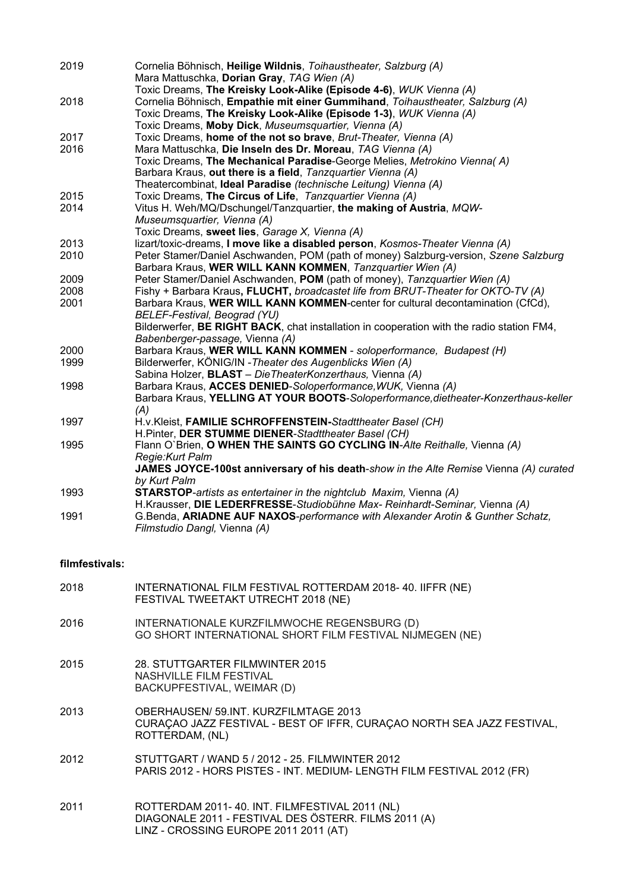| | |
|---|---|
| 2019 | Cornelia Böhnisch, **Heilige Wildnis**, *Toihaustheater, Salzburg (A)* |
| | Mara Mattuschka, **Dorian Gray**, *TAG Wien (A)* |
| | Toxic Dreams, **The Kreisky Look-Alike (Episode 4-6)**, *WUK Vienna (A)* |
| 2018 | Cornelia Böhnisch, **Empathie mit einer Gummihand**, *Toihaustheater, Salzburg (A)* |
| | Toxic Dreams, **The Kreisky Look-Alike (Episode 1-3)**, *WUK Vienna (A)* |
| | Toxic Dreams, **Moby Dick**, *Museumsquartier, Vienna (A)* |
| 2017 | Toxic Dreams, **home of the not so brave**, *Brut-Theater, Vienna (A)* |
| 2016 | Mara Mattuschka, **Die Inseln des Dr. Moreau**, *TAG Vienna (A)* |
| | Toxic Dreams, **The Mechanical Paradise**-George Melies, *Metrokino Vienna( A)* |
| | Barbara Kraus, **out there is a field**, *Tanzquartier Vienna (A)* |
| | Theatercombinat, **Ideal Paradise** *(technische Leitung) Vienna (A)* |
| 2015 | Toxic Dreams, **The Circus of Life**, *Tanzquartier Vienna (A)* |
| 2014 | Vitus H. Weh/MQ/Dschungel/Tanzquartier, **the making of Austria**, *MQW-Museumsquartier, Vienna (A)* |
| | Toxic Dreams, **sweet lies**, *Garage X, Vienna (A)* |
| 2013 | lizart/toxic-dreams, **I move like a disabled person**, *Kosmos-Theater Vienna (A)* |
| 2010 | Peter Stamer/Daniel Aschwanden, POM (path of money) Salzburg-version, *Szene Salzburg* |
| | Barbara Kraus, **WER WILL KANN KOMMEN**, *Tanzquartier Wien (A)* |
| 2009 | Peter Stamer/Daniel Aschwanden, **POM** (path of money), *Tanzquartier Wien (A)* |
| 2008 | Fishy + Barbara Kraus**, FLUCHT,** *broadcastet life from BRUT-Theater for OKTO-TV (A)* |
| 2001 | Barbara Kraus, **WER WILL KANN KOMMEN**-center for cultural decontamination (CfCd), *BELEF-Festival, Beograd (YU)* |
| | Bilderwerfer, **BE RIGHT BACK**, chat installation in cooperation with the radio station FM4, *Babenberger-passage,* Vienna *(A)* |
| 2000 | Barbara Kraus, **WER WILL KANN KOMMEN** - *soloperformance, Budapest (H)* |
| 1999 | Bilderwerfer, KÖNIG/IN -*Theater des Augenblicks Wien (A)* |
| | Sabina Holzer, **BLAST** – *DieTheaterKonzerthaus,* Vienna *(A)* |
| 1998 | Barbara Kraus, **ACCES DENIED**-*Soloperformance,WUK,* Vienna *(A)* |
| | Barbara Kraus, **YELLING AT YOUR BOOTS**-*Soloperformance,dietheater-Konzerthaus-keller (A)* |
| 1997 | H.v.Kleist, **FAMILIE SCHROFFENSTEIN-***Stadttheater Basel (CH)* |
| | H.Pinter, **DER STUMME DIENER**-*Stadttheater Basel (CH)* |
| 1995 | Flann O`Brien, **O WHEN THE SAINTS GO CYCLING IN**-*Alte Reithalle,* Vienna *(A) Regie:Kurt Palm* |
| | **JAMES JOYCE-100st anniversary of his death**-*show in the Alte Remise* Vienna *(A) curated by Kurt Palm* |
| 1993 | **STARSTOP**-*artists as entertainer in the nightclub Maxim,* Vienna *(A)* |
| | H.Krausser, **DIE LEDERFRESSE**-*Studiobühne Max- Reinhardt-Seminar,* Vienna *(A)* |
| 1991 | G.Benda, **ARIADNE AUF NAXOS**-*performance with Alexander Arotin & Gunther Schatz, Filmstudio Dangl,* Vienna *(A)* |

**filmfestivals:**

| | |
|---|---|
| 2018 | INTERNATIONAL FILM FESTIVAL ROTTERDAM 2018- 40. IIFFR (NE) |
| | FESTIVAL TWEETAKT UTRECHT 2018 (NE) |
| 2016 | INTERNATIONALE KURZFILMWOCHE REGENSBURG (D) |
| | GO SHORT INTERNATIONAL SHORT FILM FESTIVAL NIJMEGEN (NE) |
| 2015 | 28. STUTTGARTER FILMWINTER 2015 |
| | NASHVILLE FILM FESTIVAL |
| | BACKUPFESTIVAL, WEIMAR (D) |
| 2013 | OBERHAUSEN/ 59.INT. KURZFILMTAGE 2013 |
| | CURAÇAO JAZZ FESTIVAL - BEST OF IFFR, CURAÇAO NORTH SEA JAZZ FESTIVAL, ROTTERDAM, (NL) |
| 2012 | STUTTGART / WAND 5 / 2012 - 25. FILMWINTER 2012 |
| | PARIS 2012 - HORS PISTES - INT. MEDIUM- LENGTH FILM FESTIVAL 2012 (FR) |
| 2011 | ROTTERDAM 2011- 40. INT. FILMFESTIVAL 2011 (NL) |
| | DIAGONALE 2011 - FESTIVAL DES ÖSTERR. FILMS 2011 (A) |
| | LINZ - CROSSING EUROPE 2011 2011 (AT) |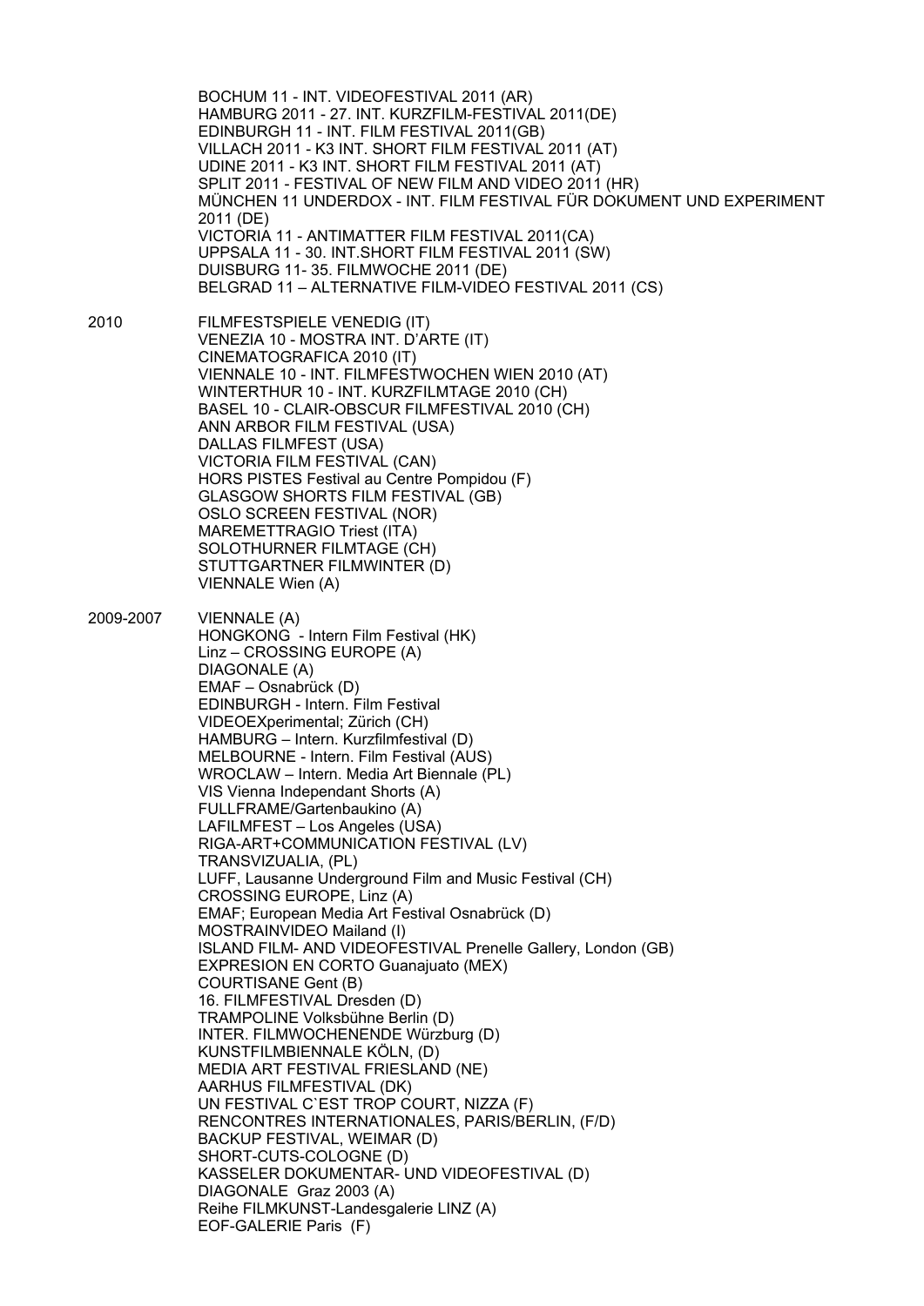BOCHUM 11 - INT. VIDEOFESTIVAL 2011 (AR)
HAMBURG 2011 - 27. INT. KURZFILM-FESTIVAL 2011(DE)
EDINBURGH 11 - INT. FILM FESTIVAL 2011(GB)
VILLACH 2011 - K3 INT. SHORT FILM FESTIVAL 2011 (AT)
UDINE 2011 - K3 INT. SHORT FILM FESTIVAL 2011 (AT)
SPLIT 2011 - FESTIVAL OF NEW FILM AND VIDEO 2011 (HR)
MÜNCHEN 11 UNDERDOX - INT. FILM FESTIVAL FÜR DOKUMENT UND EXPERIMENT 2011 (DE)
VICTORIA 11 - ANTIMATTER FILM FESTIVAL 2011(CA)
UPPSALA 11 - 30. INT.SHORT FILM FESTIVAL 2011 (SW)
DUISBURG 11- 35. FILMWOCHE 2011 (DE)
BELGRAD 11 – ALTERNATIVE FILM-VIDEO FESTIVAL 2011 (CS)

2010

FILMFESTSPIELE VENEDIG (IT)
VENEZIA 10 - MOSTRA INT. D'ARTE (IT)
CINEMATOGRAFICA 2010 (IT)
VIENNALE 10 - INT. FILMFESTWOCHEN WIEN 2010 (AT)
WINTERTHUR 10 - INT. KURZFILMTAGE 2010 (CH)
BASEL 10 - CLAIR-OBSCUR FILMFESTIVAL 2010 (CH)
ANN ARBOR FILM FESTIVAL (USA)
DALLAS FILMFEST (USA)
VICTORIA FILM FESTIVAL (CAN)
HORS PISTES Festival au Centre Pompidou (F)
GLASGOW SHORTS FILM FESTIVAL (GB)
OSLO SCREEN FESTIVAL (NOR)
MAREMETTRAGIO Triest (ITA)
SOLOTHURNER FILMTAGE (CH)
STUTTGARTNER FILMWINTER (D)
VIENNALE Wien (A)

2009-2007

VIENNALE (A)
HONGKONG - Intern Film Festival (HK)
Linz – CROSSING EUROPE (A)
DIAGONALE (A)
EMAF – Osnabrück (D)
EDINBURGH - Intern. Film Festival
VIDEOEXperimental; Zürich (CH)
HAMBURG – Intern. Kurzfilmfestival (D)
MELBOURNE - Intern. Film Festival (AUS)
WROCLAW – Intern. Media Art Biennale (PL)
VIS Vienna Independant Shorts (A)
FULLFRAME/Gartenbaukino (A)
LAFILMFEST – Los Angeles (USA)
RIGA-ART+COMMUNICATION FESTIVAL (LV)
TRANSVIZUALIA, (PL)
LUFF, Lausanne Underground Film and Music Festival (CH)
CROSSING EUROPE, Linz (A)
EMAF; European Media Art Festival Osnabrück (D)
MOSTRAINVIDEO Mailand (I)
ISLAND FILM- AND VIDEOFESTIVAL Prenelle Gallery, London (GB)
EXPRESION EN CORTO Guanajuato (MEX)
COURTISANE Gent (B)
16. FILMFESTIVAL Dresden (D)
TRAMPOLINE Volksbühne Berlin (D)
INTER. FILMWOCHENENDE Würzburg (D)
KUNSTFILMBIENNALE KÖLN, (D)
MEDIA ART FESTIVAL FRIESLAND (NE)
AARHUS FILMFESTIVAL (DK)
UN FESTIVAL C`EST TROP COURT, NIZZA (F)
RENCONTRES INTERNATIONALES, PARIS/BERLIN, (F/D)
BACKUP FESTIVAL, WEIMAR (D)
SHORT-CUTS-COLOGNE (D)
KASSELER DOKUMENTAR- UND VIDEOFESTIVAL (D)
DIAGONALE Graz 2003 (A)
Reihe FILMKUNST-Landesgalerie LINZ (A)
EOF-GALERIE Paris (F)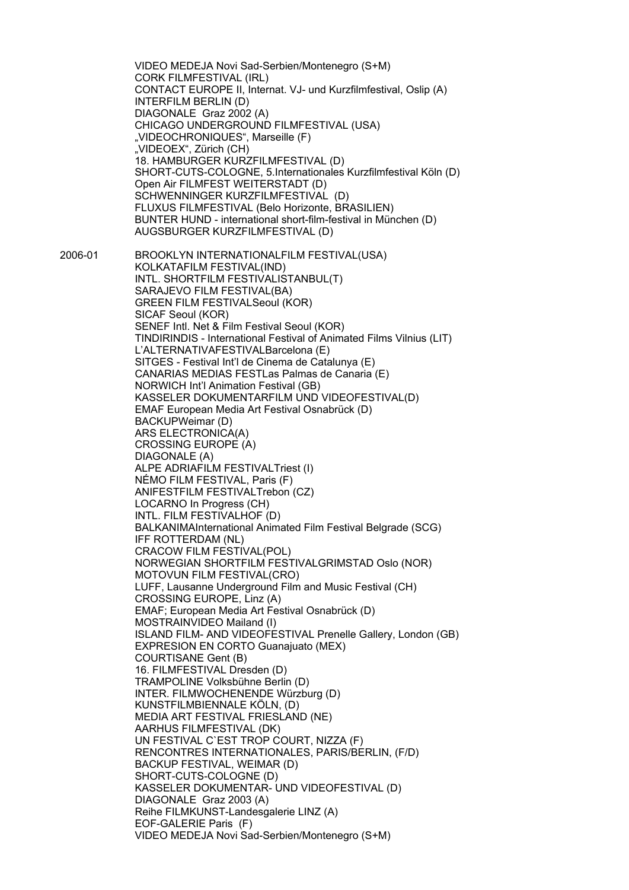VIDEO MEDEJA Novi Sad-Serbien/Montenegro (S+M)
CORK FILMFESTIVAL (IRL)
CONTACT EUROPE II, Internat. VJ- und Kurzfilmfestival, Oslip (A)
INTERFILM BERLIN (D)
DIAGONALE Graz 2002 (A)
CHICAGO UNDERGROUND FILMFESTIVAL (USA)
„VIDEOCHRONIQUES“, Marseille (F)
„VIDEOEX“, Zürich (CH)
18. HAMBURGER KURZFILMFESTIVAL (D)
SHORT-CUTS-COLOGNE, 5.Internationales Kurzfilmfestival Köln (D)
Open Air FILMFEST WEITERSTADT (D)
SCHWENNINGER KURZFILMFESTIVAL (D)
FLUXUS FILMFESTIVAL (Belo Horizonte, BRASILIEN)
BUNTER HUND - international short-film-festival in München (D)
AUGSBURGER KURZFILMFESTIVAL (D)

2006-01 BROOKLYN INTERNATIONALFILM FESTIVAL(USA)
KOLKATAFILM FESTIVAL(IND)
INTL. SHORTFILM FESTIVALISTANBUL(T)
SARAJEVO FILM FESTIVAL(BA)
GREEN FILM FESTIVALSeoul (KOR)
SICAF Seoul (KOR)
SENEF Intl. Net & Film Festival Seoul (KOR)
TINDIRINDIS - International Festival of Animated Films Vilnius (LIT)
L'ALTERNATIVAFESTIVALBarcelona (E)
SITGES - Festival Int'l de Cinema de Catalunya (E)
CANARIAS MEDIAS FESTLas Palmas de Canaria (E)
NORWICH Int'l Animation Festival (GB)
KASSELER DOKUMENTARFILM UND VIDEOFESTIVAL(D)
EMAF European Media Art Festival Osnabrück (D)
BACKUPWeimar (D)
ARS ELECTRONICA(A)
CROSSING EUROPE (A)
DIAGONALE (A)
ALPE ADRIAFILM FESTIVALTriest (I)
NÉMO FILM FESTIVAL, Paris (F)
ANIFESTFILM FESTIVALTrebon (CZ)
LOCARNO In Progress (CH)
INTL. FILM FESTIVALHOF (D)
BALKANIMAInternational Animated Film Festival Belgrade (SCG)
IFF ROTTERDAM (NL)
CRACOW FILM FESTIVAL(POL)
NORWEGIAN SHORTFILM FESTIVALGRIMSTAD Oslo (NOR)
MOTOVUN FILM FESTIVAL(CRO)
LUFF, Lausanne Underground Film and Music Festival (CH)
CROSSING EUROPE, Linz (A)
EMAF; European Media Art Festival Osnabrück (D)
MOSTRAINVIDEO Mailand (I)
ISLAND FILM- AND VIDEOFESTIVAL Prenelle Gallery, London (GB)
EXPRESION EN CORTO Guanajuato (MEX)
COURTISANE Gent (B)
16. FILMFESTIVAL Dresden (D)
TRAMPOLINE Volksbühne Berlin (D)
INTER. FILMWOCHENENDE Würzburg (D)
KUNSTFILMBIENNALE KÖLN, (D)
MEDIA ART FESTIVAL FRIESLAND (NE)
AARHUS FILMFESTIVAL (DK)
UN FESTIVAL C`EST TROP COURT, NIZZA (F)
RENCONTRES INTERNATIONALES, PARIS/BERLIN, (F/D)
BACKUP FESTIVAL, WEIMAR (D)
SHORT-CUTS-COLOGNE (D)
KASSELER DOKUMENTAR- UND VIDEOFESTIVAL (D)
DIAGONALE Graz 2003 (A)
Reihe FILMKUNST-Landesgalerie LINZ (A)
EOF-GALERIE Paris (F)
VIDEO MEDEJA Novi Sad-Serbien/Montenegro (S+M)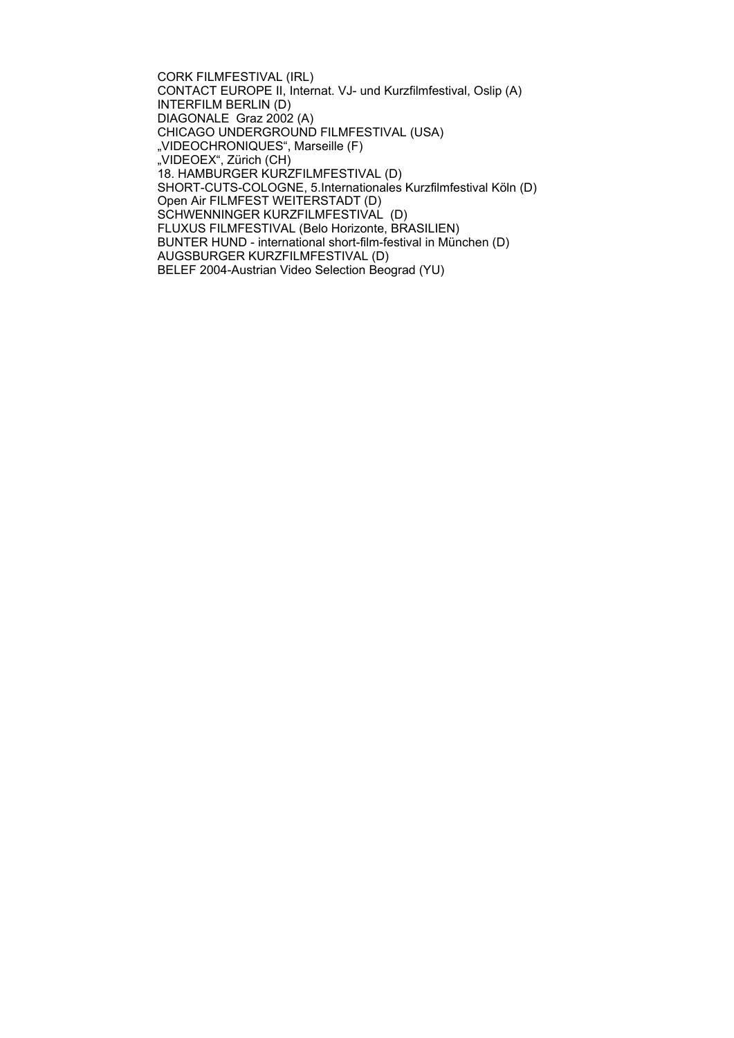CORK FILMFESTIVAL (IRL)
CONTACT EUROPE II, Internat. VJ- und Kurzfilmfestival, Oslip (A)
INTERFILM BERLIN (D)
DIAGONALE Graz 2002 (A)
CHICAGO UNDERGROUND FILMFESTIVAL (USA)
„VIDEOCHRONIQUES", Marseille (F)
„VIDEOEX", Zürich (CH)
18. HAMBURGER KURZFILMFESTIVAL (D)
SHORT-CUTS-COLOGNE, 5.Internationales Kurzfilmfestival Köln (D)
Open Air FILMFEST WEITERSTADT (D)
SCHWENNINGER KURZFILMFESTIVAL (D)
FLUXUS FILMFESTIVAL (Belo Horizonte, BRASILIEN)
BUNTER HUND - international short-film-festival in München (D)
AUGSBURGER KURZFILMFESTIVAL (D)
BELEF 2004-Austrian Video Selection Beograd (YU)